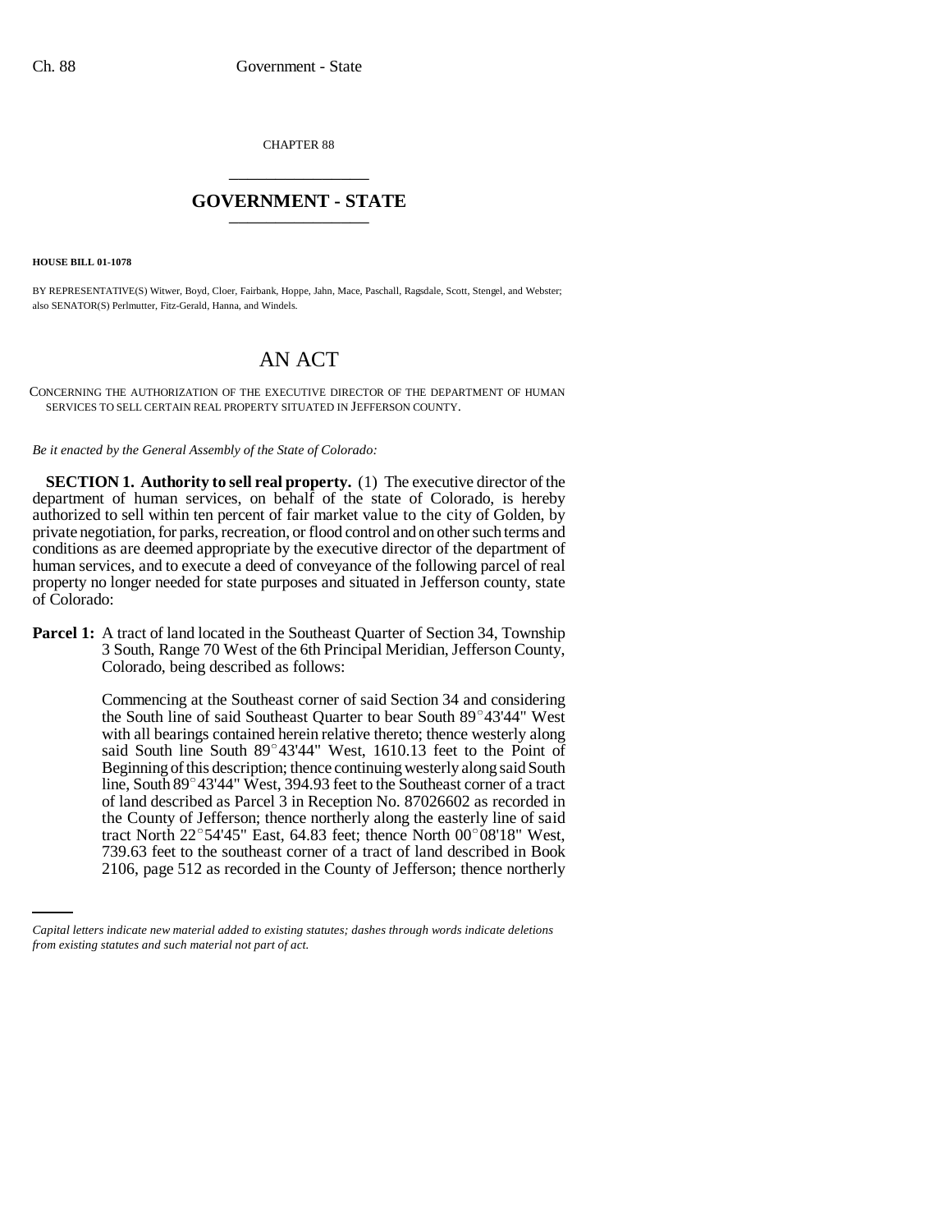CHAPTER 88

# GOVERNMENT - STATE

**HOUSE BILL 01-1078**

BY REPRESENTATIVE(S) Witwer, Boyd, Cloer, Fairbank, Hoppe, Jahn, Mace, Paschall, Ragsdale, Scott, Stengel, and Webster; also SENATOR(S) Perlmutter, Fitz-Gerald, Hanna, and Windels.

# AN ACT

CONCERNING THE AUTHORIZATION OF THE EXECUTIVE DIRECTOR OF THE DEPARTMENT OF HUMAN SERVICES TO SELL CERTAIN REAL PROPERTY SITUATED IN JEFFERSON COUNTY.

*Be it enacted by the General Assembly of the State of Colorado:*

**SECTION 1. Authority to sell real property.** (1) The executive director of the department of human services, on behalf of the state of Colorado, is hereby authorized to sell within ten percent of fair market value to the city of Golden, by private negotiation, for parks, recreation, or flood control and on other such terms and conditions as are deemed appropriate by the executive director of the department of human services, and to execute a deed of conveyance of the following parcel of real property no longer needed for state purposes and situated in Jefferson county, state of Colorado:

**Parcel 1:** A tract of land located in the Southeast Quarter of Section 34, Township 3 South, Range 70 West of the 6th Principal Meridian, Jefferson County, Colorado, being described as follows:

Commencing at the Southeast corner of said Section 34 and considering the South line of said Southeast Quarter to bear South 89°43'44" West with all bearings contained herein relative thereto; thence westerly along said South line South 89°43'44" West, 1610.13 feet to the Point of Beginning of this description; thence continuing westerly along said South line, South 89°43'44" West, 394.93 feet to the Southeast corner of a tract of land described as Parcel 3 in Reception No. 87026602 as recorded in the County of Jefferson; thence northerly along the easterly line of said tract North 22°54'45" East, 64.83 feet; thence North 00°08'18" West, 739.63 feet to the southeast corner of a tract of land described in Book 2106, page 512 as recorded in the County of Jefferson; thence northerly

*Capital letters indicate new material added to existing statutes; dashes through words indicate deletions from existing statutes and such material not part of act.*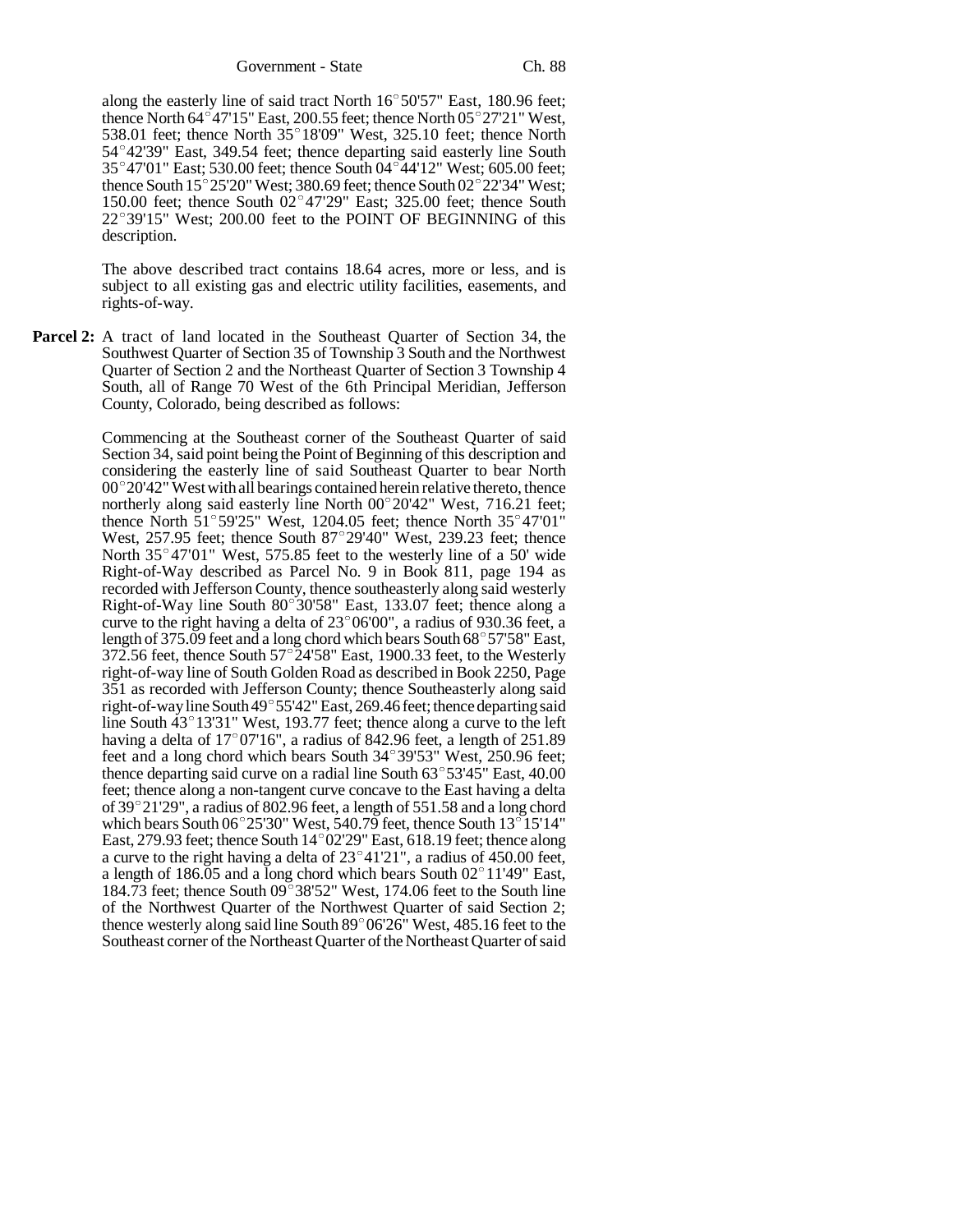along the easterly line of said tract North 16°50'57" East, 180.96 feet; thence North 64°47'15" East, 200.55 feet; thence North 05°27'21" West, 538.01 feet; thence North 35°18'09" West, 325.10 feet; thence North 54°42'39" East, 349.54 feet; thence departing said easterly line South 35°47'01" East; 530.00 feet; thence South 04°44'12" West; 605.00 feet; thence South 15°25'20" West; 380.69 feet; thence South 02°22'34" West; 150.00 feet; thence South 02°47'29" East; 325.00 feet; thence South 22°39'15" West; 200.00 feet to the POINT OF BEGINNING of this description.

The above described tract contains 18.64 acres, more or less, and is subject to all existing gas and electric utility facilities, easements, and rights-of-way.

**Parcel 2:** A tract of land located in the Southeast Quarter of Section 34, the Southwest Quarter of Section 35 of Township 3 South and the Northwest Quarter of Section 2 and the Northeast Quarter of Section 3 Township 4 South, all of Range 70 West of the 6th Principal Meridian, Jefferson County, Colorado, being described as follows:

Commencing at the Southeast corner of the Southeast Quarter of said Section 34, said point being the Point of Beginning of this description and considering the easterly line of said Southeast Quarter to bear North 00°20'42" West with all bearings contained herein relative thereto, thence northerly along said easterly line North 00°20'42" West, 716.21 feet; thence North 51°59'25" West, 1204.05 feet; thence North 35°47'01" West, 257.95 feet; thence South 87°29'40" West, 239.23 feet; thence North 35°47'01" West, 575.85 feet to the westerly line of a 50' wide Right-of-Way described as Parcel No. 9 in Book 811, page 194 as recorded with Jefferson County, thence southeasterly along said westerly Right-of-Way line South 80°30'58" East, 133.07 feet; thence along a curve to the right having a delta of 23°06'00", a radius of 930.36 feet, a length of 375.09 feet and a long chord which bears South 68°57'58" East, 372.56 feet, thence South 57°24'58" East, 1900.33 feet, to the Westerly right-of-way line of South Golden Road as described in Book 2250, Page 351 as recorded with Jefferson County; thence Southeasterly along said right-of-way line South 49°55'42" East, 269.46 feet; thence departing said line South 43°13'31" West, 193.77 feet; thence along a curve to the left having a delta of 17°07'16", a radius of 842.96 feet, a length of 251.89 feet and a long chord which bears South 34°39'53" West, 250.96 feet; thence departing said curve on a radial line South 63°53'45" East, 40.00 feet; thence along a non-tangent curve concave to the East having a delta of 39°21'29", a radius of 802.96 feet, a length of 551.58 and a long chord which bears South 06°25'30" West, 540.79 feet, thence South 13°15'14" East, 279.93 feet; thence South 14°02'29" East, 618.19 feet; thence along a curve to the right having a delta of 23°41'21", a radius of 450.00 feet, a length of 186.05 and a long chord which bears South 02°11'49" East, 184.73 feet; thence South 09°38'52" West, 174.06 feet to the South line of the Northwest Quarter of the Northwest Quarter of said Section 2; thence westerly along said line South 89°06'26" West, 485.16 feet to the Southeast corner of the Northeast Quarter of the Northeast Quarter of said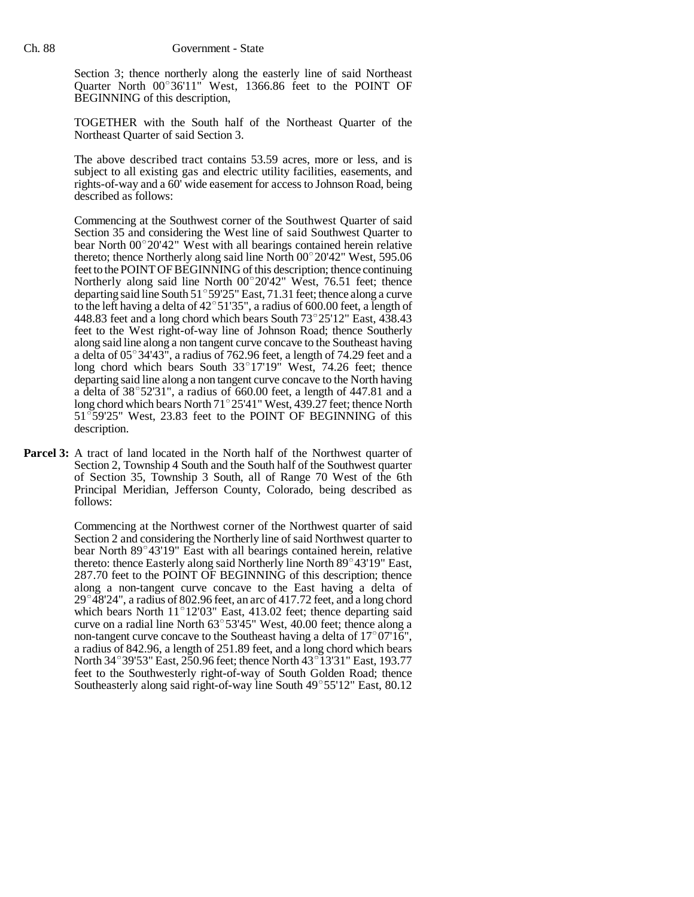Section 3; thence northerly along the easterly line of said Northeast Quarter North 00°36'11" West, 1366.86 feet to the POINT OF BEGINNING of this description,

TOGETHER with the South half of the Northeast Quarter of the Northeast Quarter of said Section 3.

The above described tract contains 53.59 acres, more or less, and is subject to all existing gas and electric utility facilities, easements, and rights-of-way and a 60' wide easement for access to Johnson Road, being described as follows:

Commencing at the Southwest corner of the Southwest Quarter of said Section 35 and considering the West line of said Southwest Quarter to bear North 00°20'42" West with all bearings contained herein relative thereto; thence Northerly along said line North 00°20'42" West, 595.06 feet to the POINT OF BEGINNING of this description; thence continuing Northerly along said line North 00°20'42" West, 76.51 feet; thence departing said line South 51°59'25" East, 71.31 feet; thence along a curve to the left having a delta of 42°51'35", a radius of 600.00 feet, a length of 448.83 feet and a long chord which bears South 73°25'12" East, 438.43 feet to the West right-of-way line of Johnson Road; thence Southerly along said line along a non tangent curve concave to the Southeast having a delta of 05°34'43", a radius of 762.96 feet, a length of 74.29 feet and a long chord which bears South 33°17'19" West, 74.26 feet; thence departing said line along a non tangent curve concave to the North having a delta of 38°52'31", a radius of 660.00 feet, a length of 447.81 and a long chord which bears North 71°25'41" West, 439.27 feet; thence North 51°59'25" West, 23.83 feet to the POINT OF BEGINNING of this description.

**Parcel 3:** A tract of land located in the North half of the Northwest quarter of Section 2, Township 4 South and the South half of the Southwest quarter of Section 35, Township 3 South, all of Range 70 West of the 6th Principal Meridian, Jefferson County, Colorado, being described as follows:

Commencing at the Northwest corner of the Northwest quarter of said Section 2 and considering the Northerly line of said Northwest quarter to bear North 89°43'19" East with all bearings contained herein, relative thereto: thence Easterly along said Northerly line North 89°43'19" East, 287.70 feet to the POINT OF BEGINNING of this description; thence along a non-tangent curve concave to the East having a delta of 29°48'24", a radius of 802.96 feet, an arc of 417.72 feet, and a long chord which bears North 11°12'03" East, 413.02 feet; thence departing said curve on a radial line North 63°53'45" West, 40.00 feet; thence along a non-tangent curve concave to the Southeast having a delta of 17°07'16", a radius of 842.96, a length of 251.89 feet, and a long chord which bears North 34°39'53" East, 250.96 feet; thence North 43°13'31" East, 193.77 feet to the Southwesterly right-of-way of South Golden Road; thence Southeasterly along said right-of-way line South 49°55'12" East, 80.12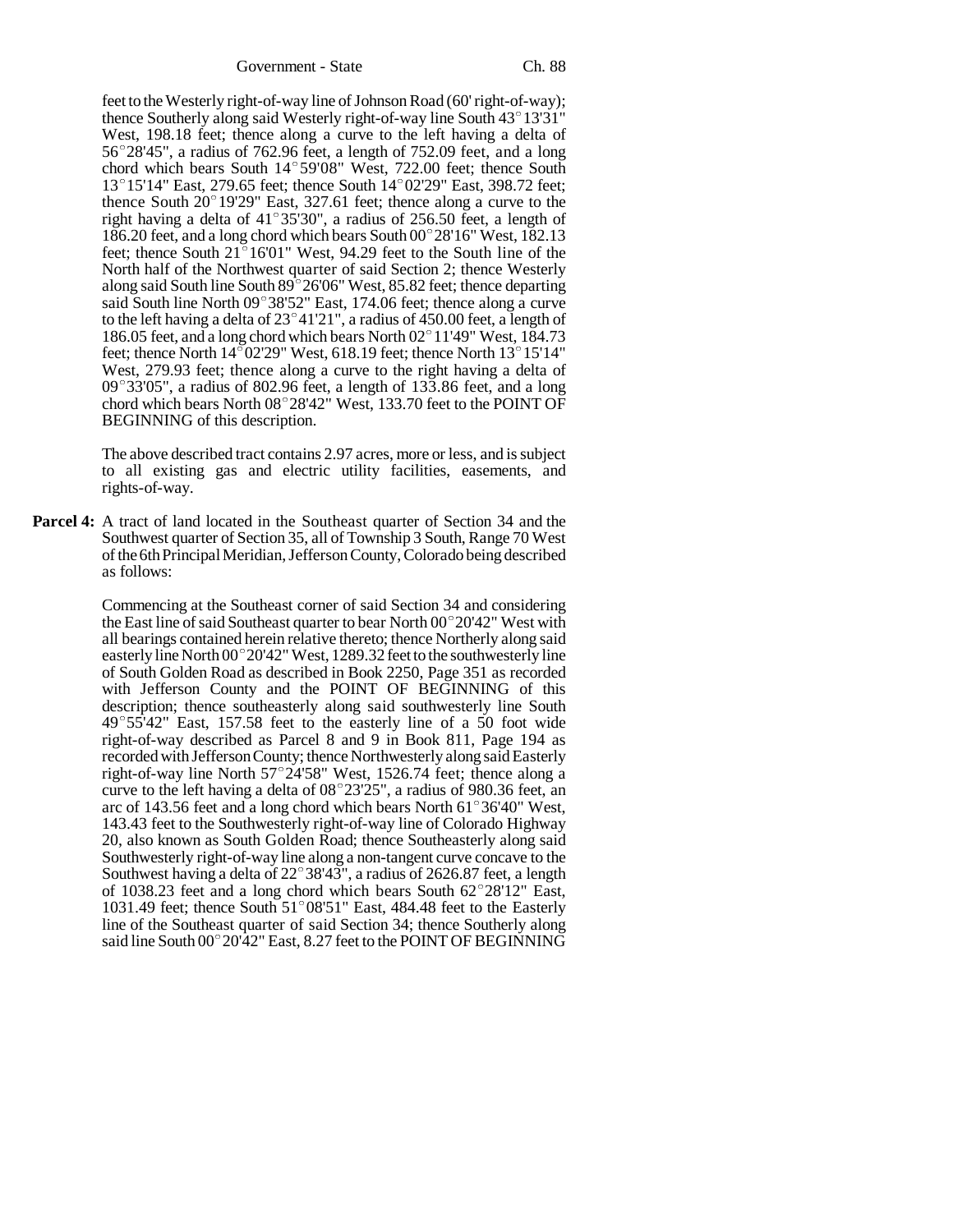feet to the Westerly right-of-way line of Johnson Road (60' right-of-way); thence Southerly along said Westerly right-of-way line South 43°13'31" West, 198.18 feet; thence along a curve to the left having a delta of 56°28'45", a radius of 762.96 feet, a length of 752.09 feet, and a long chord which bears South 14°59'08" West, 722.00 feet; thence South 13°15'14" East, 279.65 feet; thence South 14°02'29" East, 398.72 feet; thence South 20°19'29" East, 327.61 feet; thence along a curve to the right having a delta of 41°35'30", a radius of 256.50 feet, a length of 186.20 feet, and a long chord which bears South 00°28'16" West, 182.13 feet; thence South 21°16'01" West, 94.29 feet to the South line of the North half of the Northwest quarter of said Section 2; thence Westerly along said South line South 89°26'06" West, 85.82 feet; thence departing said South line North 09°38'52" East, 174.06 feet; thence along a curve to the left having a delta of 23°41'21", a radius of 450.00 feet, a length of 186.05 feet, and a long chord which bears North 02°11'49" West, 184.73 feet; thence North 14°02'29" West, 618.19 feet; thence North 13°15'14" West, 279.93 feet; thence along a curve to the right having a delta of 09°33'05", a radius of 802.96 feet, a length of 133.86 feet, and a long chord which bears North 08°28'42" West, 133.70 feet to the POINT OF BEGINNING of this description.

The above described tract contains 2.97 acres, more or less, and is subject to all existing gas and electric utility facilities, easements, and rights-of-way.

**Parcel 4:** A tract of land located in the Southeast quarter of Section 34 and the Southwest quarter of Section 35, all of Township 3 South, Range 70 West of the 6th Principal Meridian, Jefferson County, Colorado being described as follows:

Commencing at the Southeast corner of said Section 34 and considering the East line of said Southeast quarter to bear North 00°20'42" West with all bearings contained herein relative thereto; thence Northerly along said easterly line North 00°20'42" West, 1289.32 feet to the southwesterly line of South Golden Road as described in Book 2250, Page 351 as recorded with Jefferson County and the POINT OF BEGINNING of this description; thence southeasterly along said southwesterly line South 49°55'42" East, 157.58 feet to the easterly line of a 50 foot wide right-of-way described as Parcel 8 and 9 in Book 811, Page 194 as recorded with Jefferson County; thence Northwesterly along said Easterly right-of-way line North 57°24'58" West, 1526.74 feet; thence along a curve to the left having a delta of 08°23'25", a radius of 980.36 feet, an arc of 143.56 feet and a long chord which bears North 61°36'40" West, 143.43 feet to the Southwesterly right-of-way line of Colorado Highway 20, also known as South Golden Road; thence Southeasterly along said Southwesterly right-of-way line along a non-tangent curve concave to the Southwest having a delta of 22°38'43", a radius of 2626.87 feet, a length of 1038.23 feet and a long chord which bears South 62°28'12" East, 1031.49 feet; thence South 51°08'51" East, 484.48 feet to the Easterly line of the Southeast quarter of said Section 34; thence Southerly along said line South 00°20'42" East, 8.27 feet to the POINT OF BEGINNING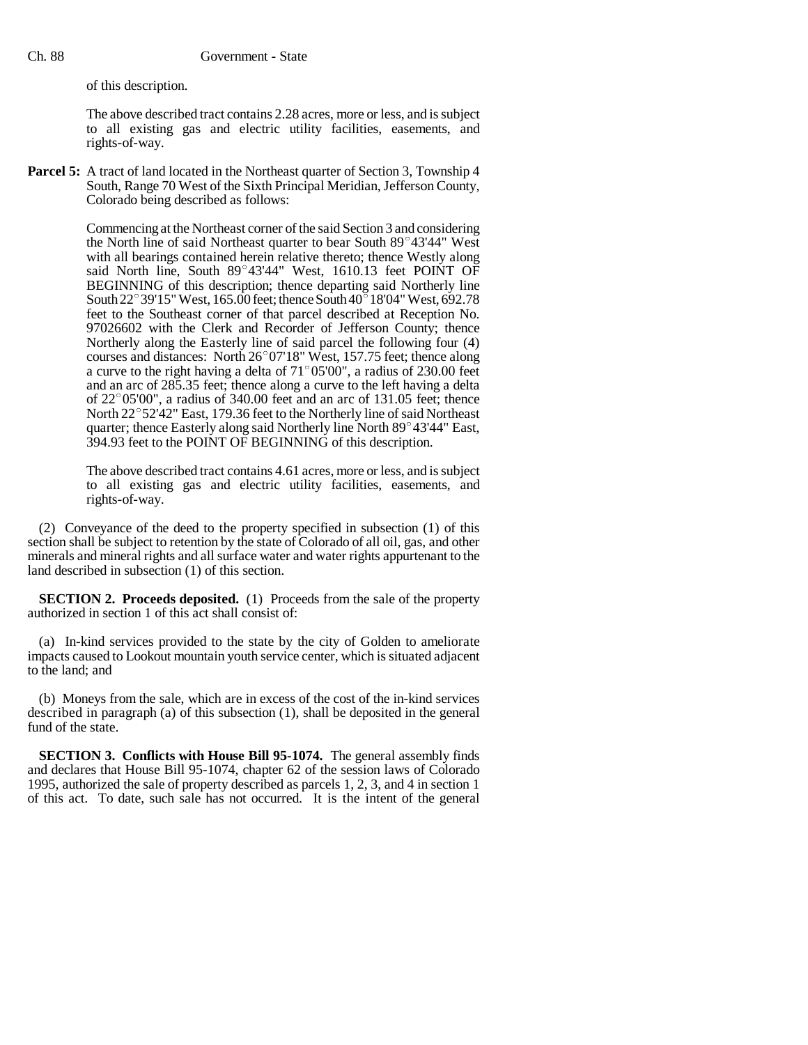of this description.

The above described tract contains 2.28 acres, more or less, and is subject to all existing gas and electric utility facilities, easements, and rights-of-way.

**Parcel 5:** A tract of land located in the Northeast quarter of Section 3, Township 4 South, Range 70 West of the Sixth Principal Meridian, Jefferson County, Colorado being described as follows:

Commencing at the Northeast corner of the said Section 3 and considering the North line of said Northeast quarter to bear South 89°43'44" West with all bearings contained herein relative thereto; thence Westly along said North line, South 89°43'44" West, 1610.13 feet POINT OF BEGINNING of this description; thence departing said Northerly line South 22°39'15" West, 165.00 feet; thence South 40°18'04" West, 692.78 feet to the Southeast corner of that parcel described at Reception No. 97026602 with the Clerk and Recorder of Jefferson County; thence Northerly along the Easterly line of said parcel the following four (4) courses and distances: North 26°07'18" West, 157.75 feet; thence along a curve to the right having a delta of 71°05'00", a radius of 230.00 feet and an arc of 285.35 feet; thence along a curve to the left having a delta of 22°05'00", a radius of 340.00 feet and an arc of 131.05 feet; thence North 22°52'42" East, 179.36 feet to the Northerly line of said Northeast quarter; thence Easterly along said Northerly line North 89°43'44" East, 394.93 feet to the POINT OF BEGINNING of this description.

The above described tract contains 4.61 acres, more or less, and is subject to all existing gas and electric utility facilities, easements, and rights-of-way.

(2) Conveyance of the deed to the property specified in subsection (1) of this section shall be subject to retention by the state of Colorado of all oil, gas, and other minerals and mineral rights and all surface water and water rights appurtenant to the land described in subsection (1) of this section.

**SECTION 2. Proceeds deposited.** (1) Proceeds from the sale of the property authorized in section 1 of this act shall consist of:

(a) In-kind services provided to the state by the city of Golden to ameliorate impacts caused to Lookout mountain youth service center, which is situated adjacent to the land; and

(b) Moneys from the sale, which are in excess of the cost of the in-kind services described in paragraph (a) of this subsection (1), shall be deposited in the general fund of the state.

**SECTION 3. Conflicts with House Bill 95-1074.** The general assembly finds and declares that House Bill 95-1074, chapter 62 of the session laws of Colorado 1995, authorized the sale of property described as parcels 1, 2, 3, and 4 in section 1 of this act. To date, such sale has not occurred. It is the intent of the general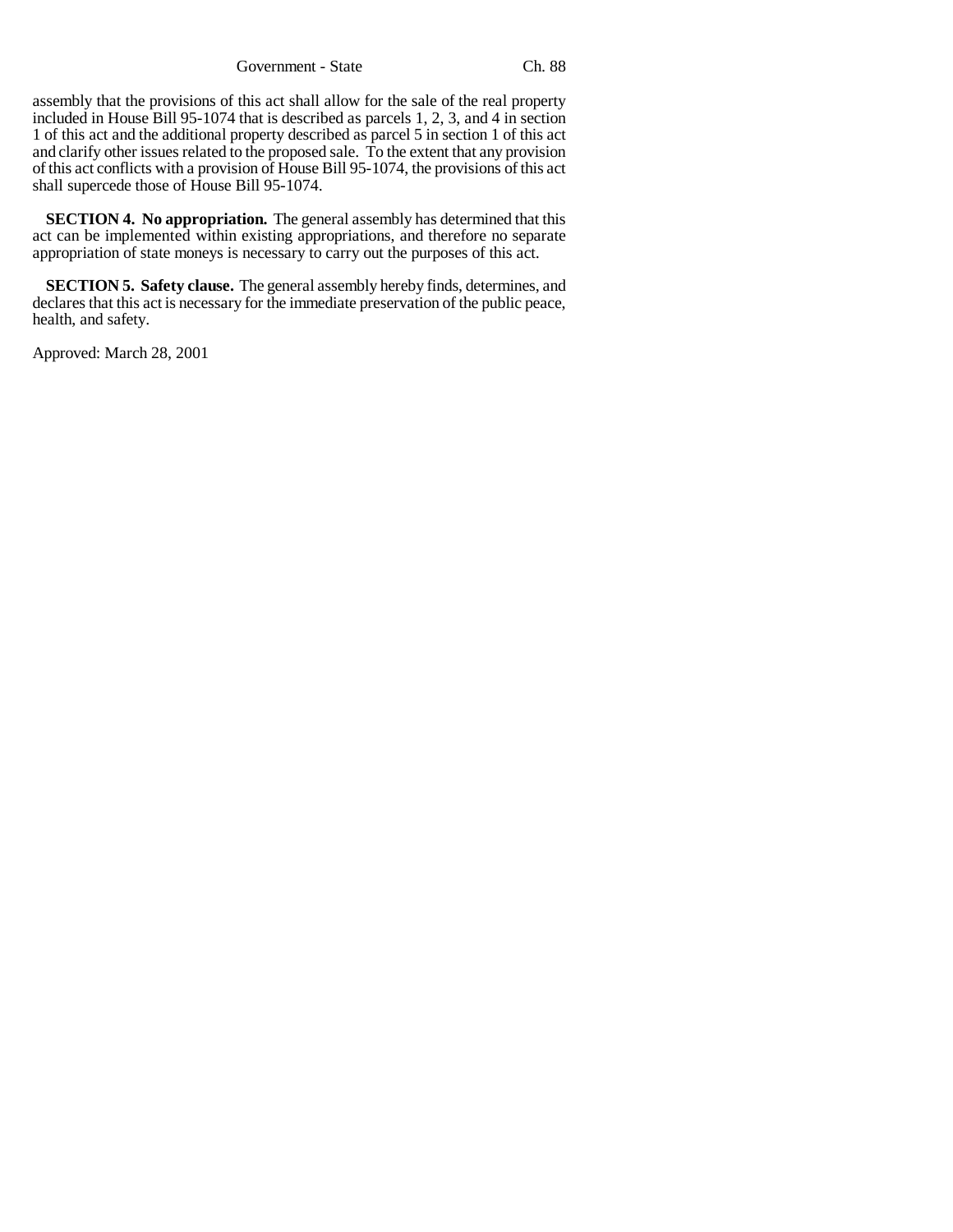assembly that the provisions of this act shall allow for the sale of the real property included in House Bill 95-1074 that is described as parcels 1, 2, 3, and 4 in section 1 of this act and the additional property described as parcel 5 in section 1 of this act and clarify other issues related to the proposed sale. To the extent that any provision of this act conflicts with a provision of House Bill 95-1074, the provisions of this act shall supercede those of House Bill 95-1074.

**SECTION 4. No appropriation.** The general assembly has determined that this act can be implemented within existing appropriations, and therefore no separate appropriation of state moneys is necessary to carry out the purposes of this act.

**SECTION 5. Safety clause.** The general assembly hereby finds, determines, and declares that this act is necessary for the immediate preservation of the public peace, health, and safety.

Approved: March 28, 2001